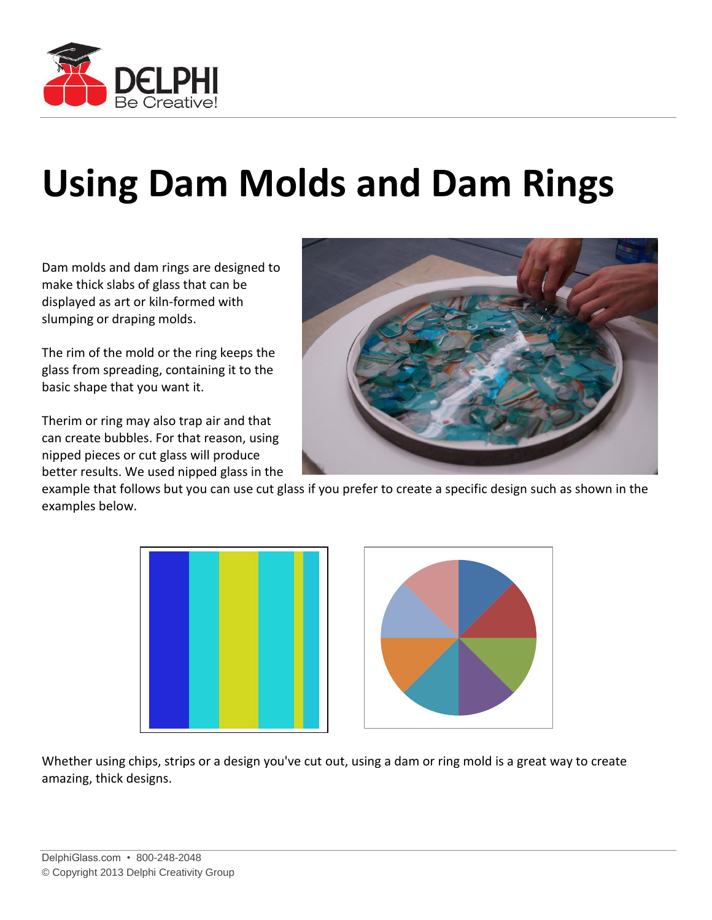# Using Dam Molds and Dam Rings

Dam molds and dam rings are designed to make thick slabs of glass that can be displayed as art or kiln-formed with slumping or draping molds.

The rim of the mold or the ring keeps the glass from spreading, containing it to the basic shape that you want it.

Therim or ring may also trap air and that can create bubbles. For that reason, using nipped pieces or cut glass will produce better results. We used nipped glass in the example that follows but you can use cut glass if you prefer to create a specific design such as shown in the examples below.

Whether using chips, strips or a design you've cut out, using a dam or ring mold is a great way to create amazing, thick designs.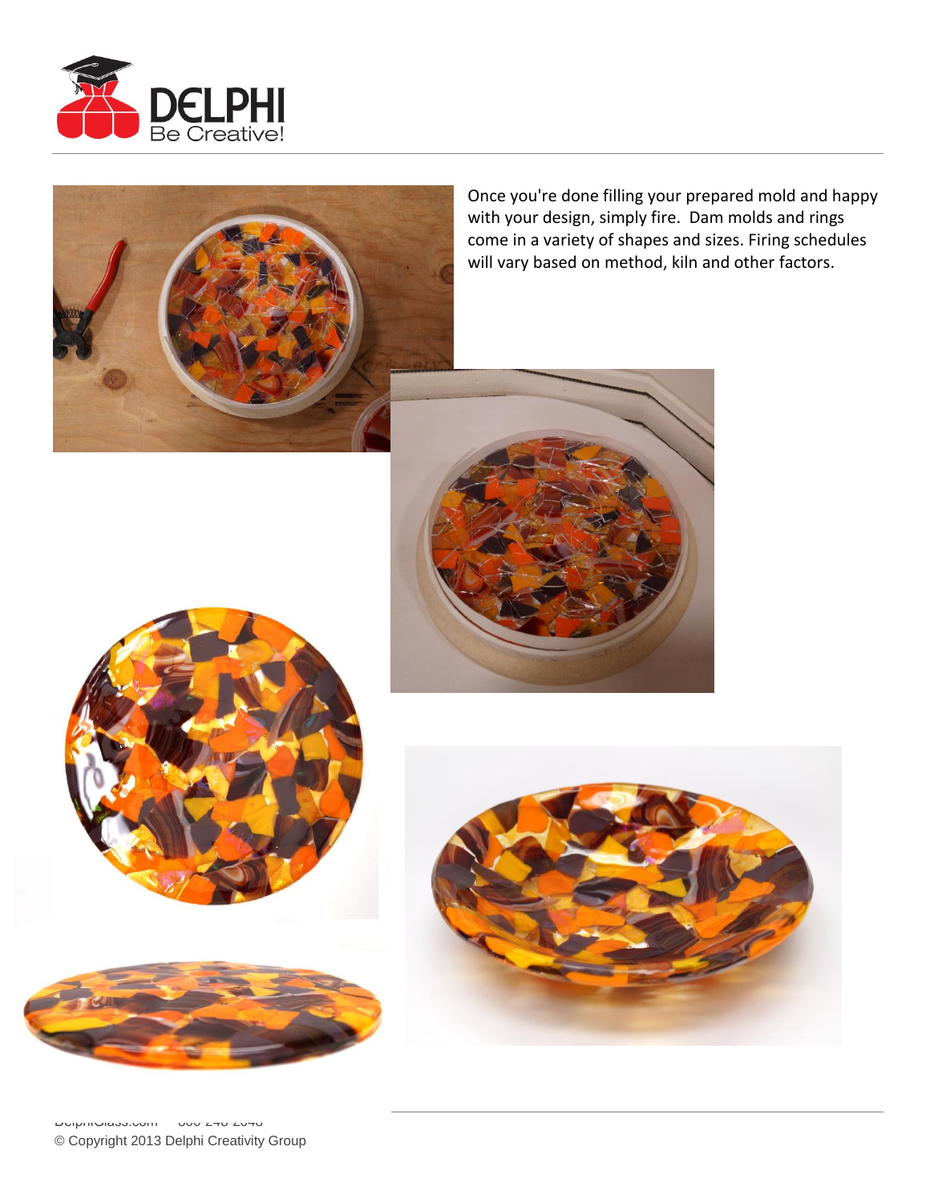Once you're done filling your prepared mold and happy with your design, simply fire. Dam molds and rings come in a variety of shapes and sizes. Firing schedules will vary based on method, kiln and other factors.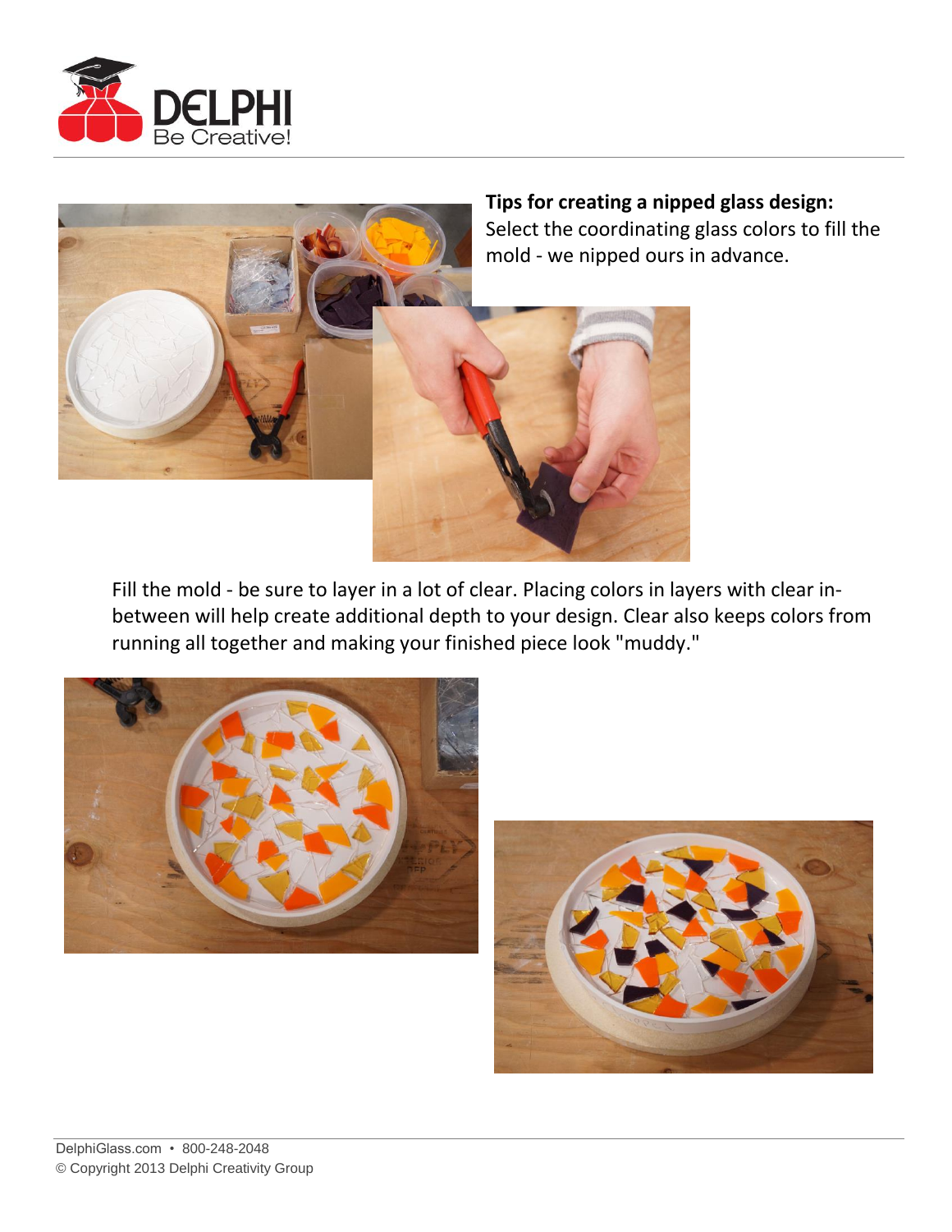**Tips for creating a nipped glass design:**
Select the coordinating glass colors to fill the mold - we nipped ours in advance.

Fill the mold - be sure to layer in a lot of clear. Placing colors in layers with clear in-between will help create additional depth to your design. Clear also keeps colors from running all together and making your finished piece look "muddy."